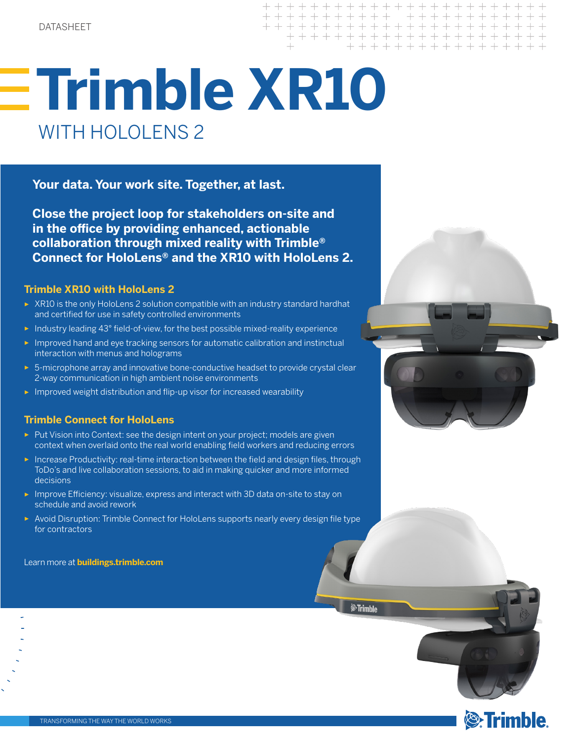DATASHEET

# Trimble XR10

## WITH HOLOLENS 2

**Your data. Your work site. Together, at last.**

**Close the project loop for stakeholders on-site and in the office by providing enhanced, actionable collaboration through mixed reality with Trimble® Connect for HoloLens® and the XR10 with HoloLens 2.**

### Trimble XR10 with HoloLens 2

- XR10 is the only HoloLens 2 solution compatible with an industry standard hardhat and certified for use in safety controlled environments
- Industry leading 43° field-of-view, for the best possible mixed-reality experience
- Improved hand and eye tracking sensors for automatic calibration and instinctual interaction with menus and holograms
- 5-microphone array and innovative bone-conductive headset to provide crystal clear 2-way communication in high ambient noise environments
- Improved weight distribution and flip-up visor for increased wearability

### Trimble Connect for HoloLens

- Put Vision into Context: see the design intent on your project; models are given context when overlaid onto the real world enabling field workers and reducing errors
- Increase Productivity: real-time interaction between the field and design files, through ToDo's and live collaboration sessions, to aid in making quicker and more informed decisions
- Improve Efficiency: visualize, express and interact with 3D data on-site to stay on schedule and avoid rework
- Avoid Disruption: Trimble Connect for HoloLens supports nearly every design file type for contractors

Learn more at **buildings.trimble.com**

TRANSFORMING THE WAY THE WORLD WORKS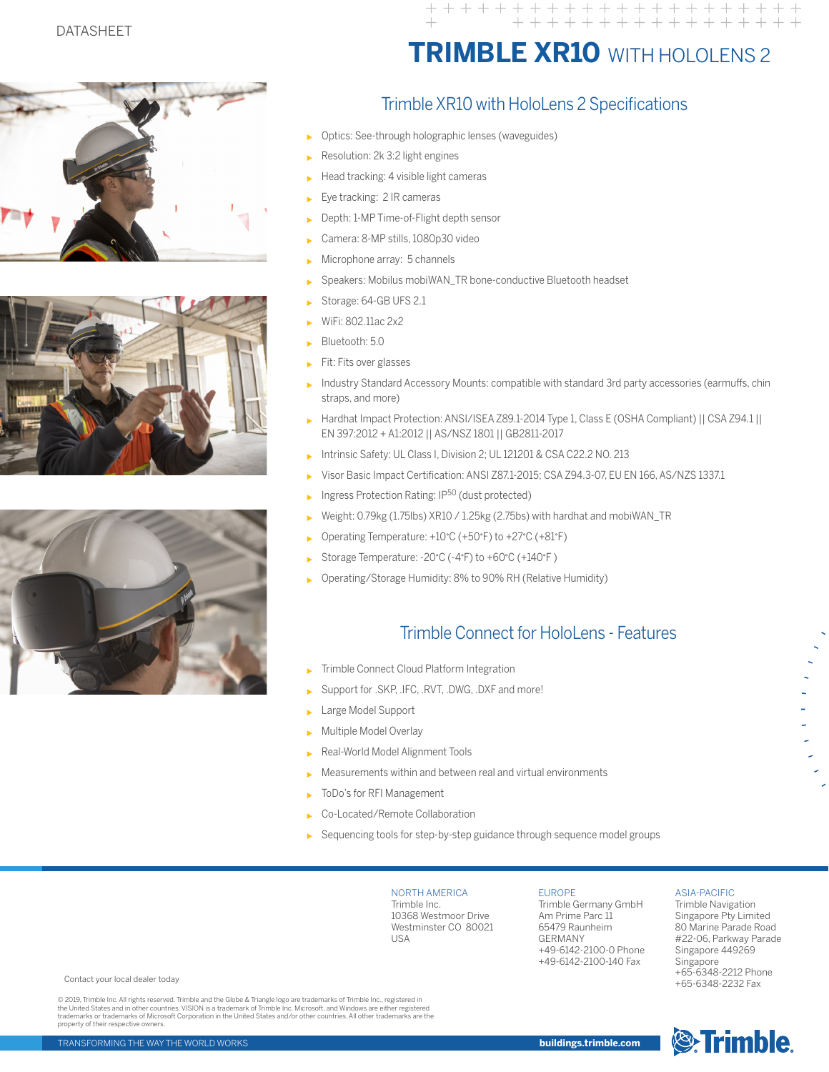DATASHEET

# TRIMBLE XR10 WITH HOLOLENS 2

## Trimble XR10 with HoloLens 2 Specifications

- Optics: See-through holographic lenses (waveguides)
- Resolution: 2k 3:2 light engines
- Head tracking: 4 visible light cameras
- Eye tracking: 2 IR cameras
- Depth: 1-MP Time-of-Flight depth sensor
- Camera: 8-MP stills, 1080p30 video
- Microphone array: 5 channels
- Speakers: Mobilus mobiWAN_TR bone-conductive Bluetooth headset
- Storage: 64-GB UFS 2.1
- WiFi: 802.11ac 2x2
- Bluetooth: 5.0
- Fit: Fits over glasses
- Industry Standard Accessory Mounts: compatible with standard 3rd party accessories (earmuffs, chin straps, and more)
- Hardhat Impact Protection: ANSI/ISEA Z89.1-2014 Type 1, Class E (OSHA Compliant) || CSA Z94.1 || EN 397:2012 + A1:2012 || AS/NSZ 1801 || GB2811-2017
- Intrinsic Safety: UL Class I, Division 2; UL 121201 & CSA C22.2 NO. 213
- Visor Basic Impact Certification: ANSI Z87.1-2015; CSA Z94.3-07, EU EN 166, AS/NZS 1337.1
- Ingress Protection Rating: IP50 (dust protected)
- Weight: 0.79kg (1.75lbs) XR10 / 1.25kg (2.75bs) with hardhat and mobiWAN_TR
- Operating Temperature: +10°C (+50°F) to +27°C (+81°F)
- Storage Temperature: -20°C (-4°F) to +60°C (+140°F )
- Operating/Storage Humidity: 8% to 90% RH (Relative Humidity)

## Trimble Connect for HoloLens - Features

- Trimble Connect Cloud Platform Integration
- Support for .SKP, .IFC, .RVT, .DWG, .DXF and more!
- Large Model Support
- Multiple Model Overlay
- Real-World Model Alignment Tools
- Measurements within and between real and virtual environments
- ToDo's for RFI Management
- Co-Located/Remote Collaboration
- Sequencing tools for step-by-step guidance through sequence model groups

NORTH AMERICA
Trimble Inc.
10368 Westmoor Drive
Westminster CO 80021
USA

EUROPE
Trimble Germany GmbH
Am Prime Parc 11
65479 Raunheim
GERMANY
+49-6142-2100-0 Phone
+49-6142-2100-140 Fax

ASIA-PACIFIC
Trimble Navigation
Singapore Pty Limited
80 Marine Parade Road
#22-06, Parkway Parade
Singapore 449269
Singapore
+65-6348-2212 Phone
+65-6348-2232 Fax

Contact your local dealer today

© 2019, Trimble Inc. All rights reserved. Trimble and the Globe & Triangle logo are trademarks of Trimble Inc., registered in the United States and in other countries. VISION is a trademark of Trimble Inc. Microsoft, and Windows are either registered trademarks or trademarks of Microsoft Corporation in the United States and/or other countries. All other trademarks are the property of their respective owners.

TRANSFORMING THE WAY THE WORLD WORKS

buildings.trimble.com